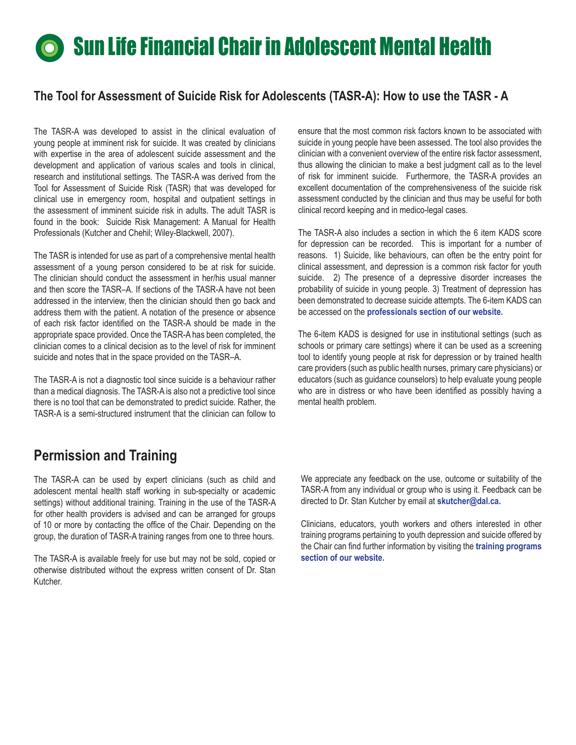# Sun Life Financial Chair in Adolescent Mental Health

## The Tool for Assessment of Suicide Risk for Adolescents (TASR-A): How to use the TASR - A

The TASR-A was developed to assist in the clinical evaluation of young people at imminent risk for suicide. It was created by clinicians with expertise in the area of adolescent suicide assessment and the development and application of various scales and tools in clinical, research and institutional settings. The TASR-A was derived from the Tool for Assessment of Suicide Risk (TASR) that was developed for clinical use in emergency room, hospital and outpatient settings in the assessment of imminent suicide risk in adults. The adult TASR is found in the book: Suicide Risk Management: A Manual for Health Professionals (Kutcher and Chehil; Wiley-Blackwell, 2007).

The TASR is intended for use as part of a comprehensive mental health assessment of a young person considered to be at risk for suicide. The clinician should conduct the assessment in her/his usual manner and then score the TASR–A. If sections of the TASR-A have not been addressed in the interview, then the clinician should then go back and address them with the patient. A notation of the presence or absence of each risk factor identified on the TASR-A should be made in the appropriate space provided. Once the TASR-A has been completed, the clinician comes to a clinical decision as to the level of risk for imminent suicide and notes that in the space provided on the TASR–A.

The TASR-A is not a diagnostic tool since suicide is a behaviour rather than a medical diagnosis. The TASR-A is also not a predictive tool since there is no tool that can be demonstrated to predict suicide. Rather, the TASR-A is a semi-structured instrument that the clinician can follow to ensure that the most common risk factors known to be associated with suicide in young people have been assessed. The tool also provides the clinician with a convenient overview of the entire risk factor assessment, thus allowing the clinician to make a best judgment call as to the level of risk for imminent suicide. Furthermore, the TASR-A provides an excellent documentation of the comprehensiveness of the suicide risk assessment conducted by the clinician and thus may be useful for both clinical record keeping and in medico-legal cases.

The TASR-A also includes a section in which the 6 item KADS score for depression can be recorded. This is important for a number of reasons. 1) Suicide, like behaviours, can often be the entry point for clinical assessment, and depression is a common risk factor for youth suicide. 2) The presence of a depressive disorder increases the probability of suicide in young people. 3) Treatment of depression has been demonstrated to decrease suicide attempts. The 6-item KADS can be accessed on the **professionals section of our website.**

The 6-item KADS is designed for use in institutional settings (such as schools or primary care settings) where it can be used as a screening tool to identify young people at risk for depression or by trained health care providers (such as public health nurses, primary care physicians) or educators (such as guidance counselors) to help evaluate young people who are in distress or who have been identified as possibly having a mental health problem.

## Permission and Training

The TASR-A can be used by expert clinicians (such as child and adolescent mental health staff working in sub-specialty or academic settings) without additional training. Training in the use of the TASR-A for other health providers is advised and can be arranged for groups of 10 or more by contacting the office of the Chair. Depending on the group, the duration of TASR-A training ranges from one to three hours.

The TASR-A is available freely for use but may not be sold, copied or otherwise distributed without the express written consent of Dr. Stan Kutcher.

We appreciate any feedback on the use, outcome or suitability of the TASR-A from any individual or group who is using it. Feedback can be directed to Dr. Stan Kutcher by email at **skutcher@dal.ca.**

Clinicians, educators, youth workers and others interested in other training programs pertaining to youth depression and suicide offered by the Chair can find further information by visiting the **training programs section of our website.**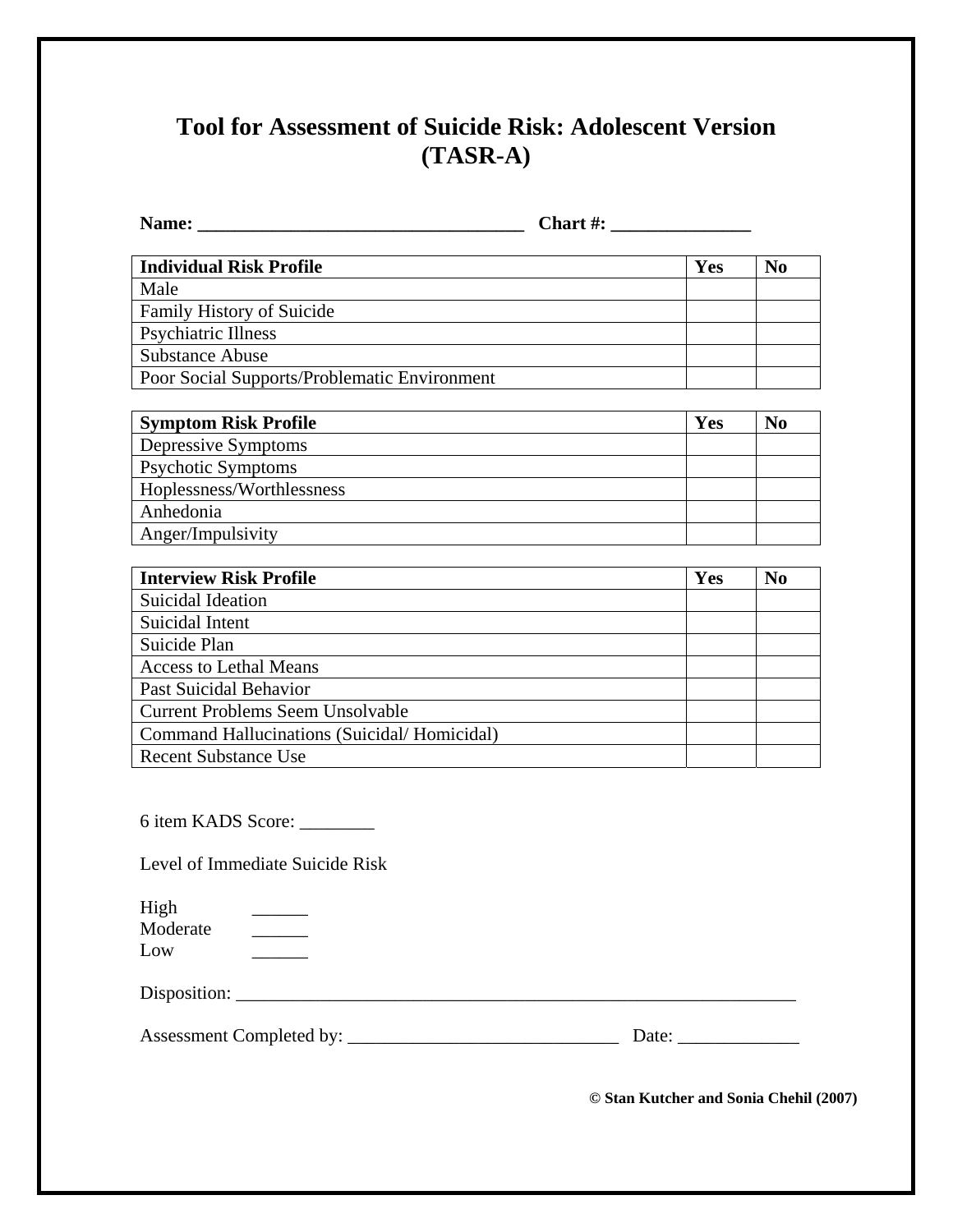# Tool for Assessment of Suicide Risk: Adolescent Version (TASR-A)

**Name: ___________________________________ Chart #: ______________**

| **Individual Risk Profile** | **Yes** | **No** |
|---|---|---|
| Male | | |
| Family History of Suicide | | |
| Psychiatric Illness | | |
| Substance Abuse | | |
| Poor Social Supports/Problematic Environment | | |

| **Symptom Risk Profile** | **Yes** | **No** |
|---|---|---|
| Depressive Symptoms | | |
| Psychotic Symptoms | | |
| Hoplessness/Worthlessness | | |
| Anhedonia | | |
| Anger/Impulsivity | | |

| **Interview Risk Profile** | **Yes** | **No** |
|---|---|---|
| Suicidal Ideation | | |
| Suicidal Intent | | |
| Suicide Plan | | |
| Access to Lethal Means | | |
| Past Suicidal Behavior | | |
| Current Problems Seem Unsolvable | | |
| Command Hallucinations (Suicidal/ Homicidal) | | |
| Recent Substance Use | | |

6 item KADS Score: ________

Level of Immediate Suicide Risk

High ______
Moderate ______
Low ______

Disposition: _______________________________________________________________

Assessment Completed by: _____________________________ Date: _____________

**© Stan Kutcher and Sonia Chehil (2007)**